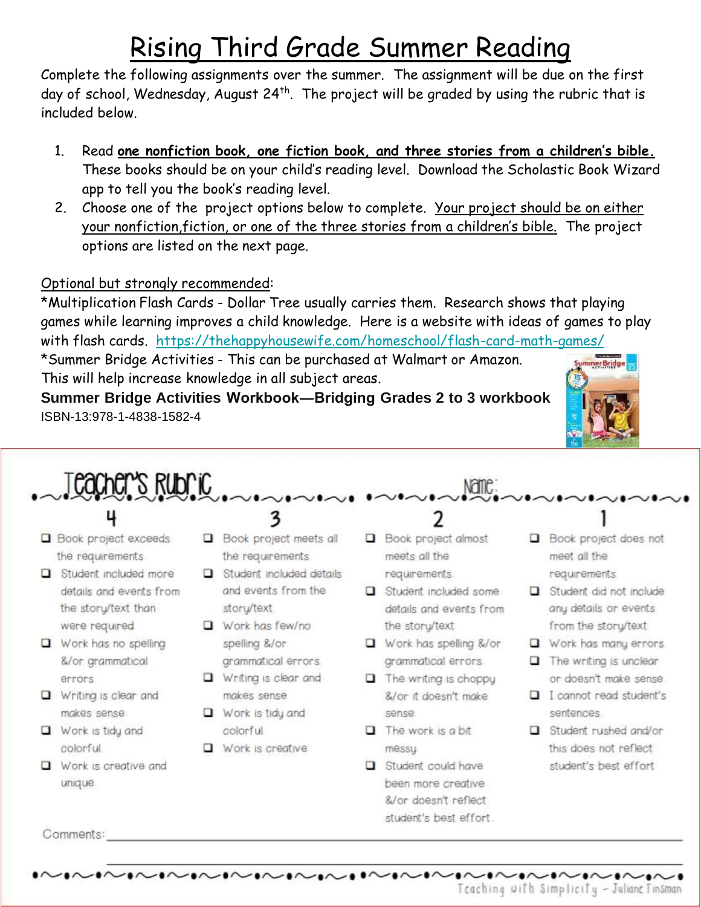# Rising Third Grade Summer Reading

Complete the following assignments over the summer. The assignment will be due on the first day of school, Wednesday, August 24th. The project will be graded by using the rubric that is included below.

1. Read **one nonfiction book, one fiction book, and three stories from a children's bible.** These books should be on your child's reading level. Download the Scholastic Book Wizard app to tell you the book's reading level.
2. Choose one of the project options below to complete. Your project should be on either your nonfiction,fiction, or one of the three stories from a children's bible. The project options are listed on the next page.

Optional but strongly recommended:

*Multiplication Flash Cards - Dollar Tree usually carries them. Research shows that playing games while learning improves a child knowledge. Here is a website with ideas of games to play with flash cards. https://thehappyhousewife.com/homeschool/flash-card-math-games/

*Summer Bridge Activities - This can be purchased at Walmart or Amazon. This will help increase knowledge in all subject areas.

**Summer Bridge Activities Workbook—Bridging Grades 2 to 3 workbook**

ISBN-13:978-1-4838-1582-4

## Teacher's Rubric

Name: ______________________

| 4 | 3 | 2 | 1 |
|---|---|---|---|
| ❑ Book project exceeds the requirements | ❑ Book project meets all the requirements | ❑ Book project almost meets all the requirements | ❑ Book project does not meet all the requirements |
| ❑ Student included more details and events from the story/text than were required | ❑ Student included details and events from the story/text | ❑ Student included some details and events from the story/text | ❑ Student did not include any details or events from the story/text |
| ❑ Work has no spelling &/or grammatical errors | ❑ Work has few/no spelling &/or grammatical errors | ❑ Work has spelling &/or grammatical errors | ❑ Work has many errors |
| ❑ Writing is clear and makes sense | ❑ Writing is clear and makes sense | ❑ The writing is choppy &/or it doesn't make sense | ❑ The writing is unclear or doesn't make sense |
| ❑ Work is tidy and colorful | ❑ Work is tidy and colorful | ❑ The work is a bit messy | ❑ I cannot read student's sentences |
| ❑ Work is creative and unique | ❑ Work is creative | ❑ Student could have been more creative &/or doesn't reflect student's best effort | ❑ Student rushed and/or this does not reflect student's best effort |

Comments: ______________________________________________

Teaching with Simplicity – Juliane Tinsman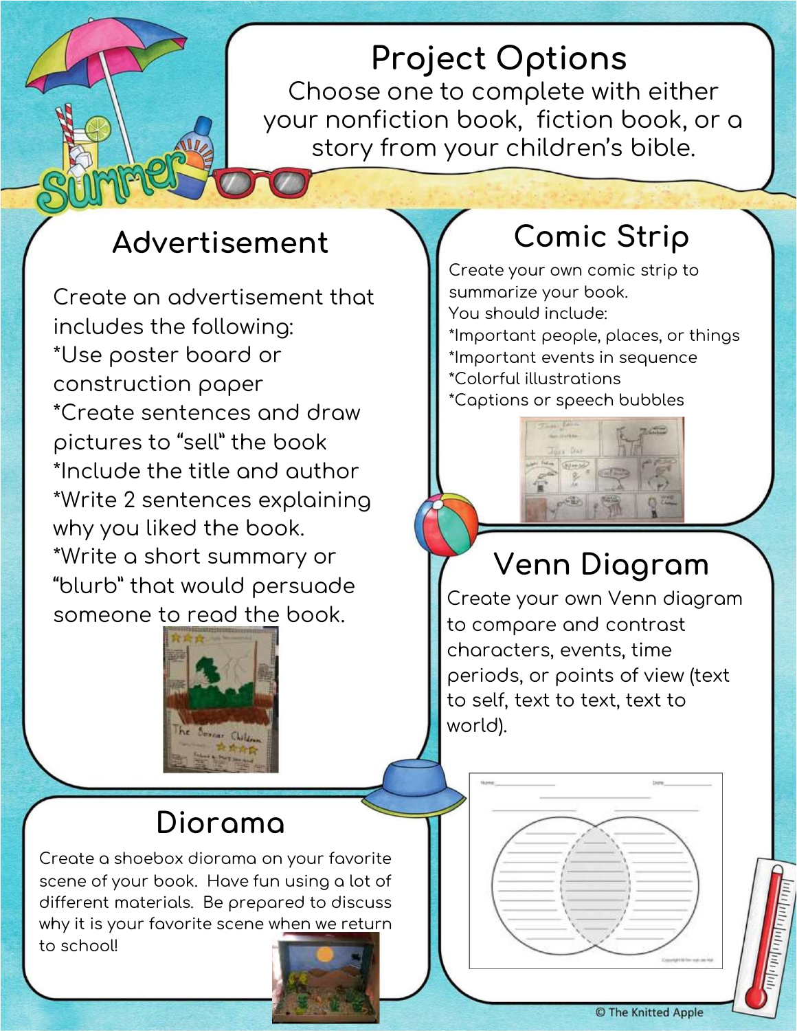# Project Options

Choose one to complete with either your nonfiction book, fiction book, or a story from your children's bible.

## Advertisement

Create an advertisement that includes the following:

*Use poster board or construction paper

*Create sentences and draw pictures to "sell" the book

*Include the title and author

*Write 2 sentences explaining why you liked the book.

*Write a short summary or "blurb" that would persuade someone to read the book.

## Comic Strip

Create your own comic strip to summarize your book.

You should include:

*Important people, places, or things

*Important events in sequence

*Colorful illustrations

*Captions or speech bubbles

## Venn Diagram

Create your own Venn diagram to compare and contrast characters, events, time periods, or points of view (text to self, text to text, text to world).

## Diorama

Create a shoebox diorama on your favorite scene of your book. Have fun using a lot of different materials. Be prepared to discuss why it is your favorite scene when we return to school!

© The Knitted Apple